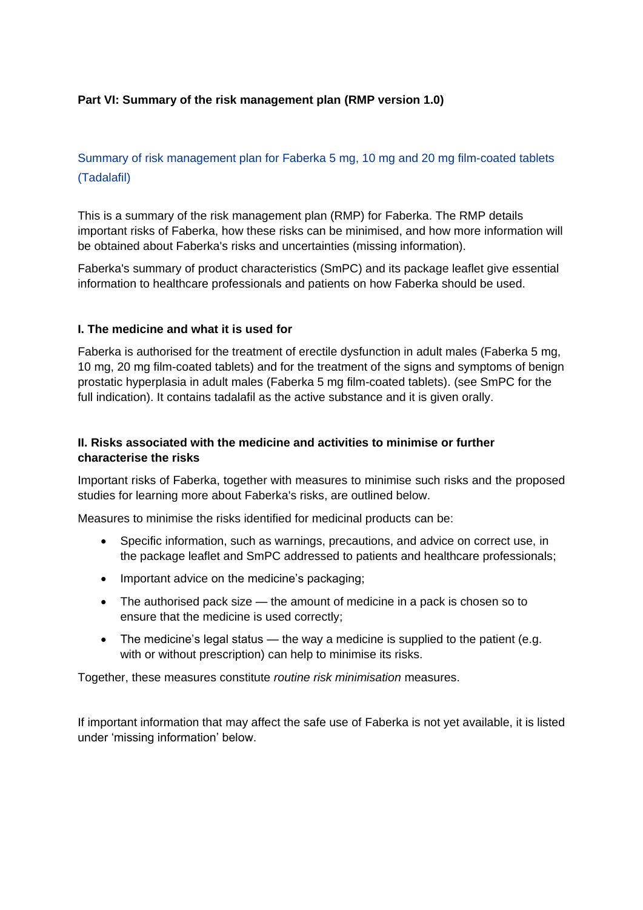**Part VI: Summary of the risk management plan (RMP version 1.0)**

## Summary of risk management plan for Faberka 5 mg, 10 mg and 20 mg film-coated tablets (Tadalafil)

This is a summary of the risk management plan (RMP) for Faberka. The RMP details important risks of Faberka, how these risks can be minimised, and how more information will be obtained about Faberka's risks and uncertainties (missing information).

Faberka's summary of product characteristics (SmPC) and its package leaflet give essential information to healthcare professionals and patients on how Faberka should be used.

### I. The medicine and what it is used for

Faberka is authorised for the treatment of erectile dysfunction in adult males (Faberka 5 mg, 10 mg, 20 mg film-coated tablets) and for the treatment of the signs and symptoms of benign prostatic hyperplasia in adult males (Faberka 5 mg film-coated tablets). (see SmPC for the full indication). It contains tadalafil as the active substance and it is given orally.

### II. Risks associated with the medicine and activities to minimise or further characterise the risks

Important risks of Faberka, together with measures to minimise such risks and the proposed studies for learning more about Faberka's risks, are outlined below.

Measures to minimise the risks identified for medicinal products can be:

- Specific information, such as warnings, precautions, and advice on correct use, in the package leaflet and SmPC addressed to patients and healthcare professionals;
- Important advice on the medicine's packaging;
- The authorised pack size — the amount of medicine in a pack is chosen so to ensure that the medicine is used correctly;
- The medicine's legal status — the way a medicine is supplied to the patient (e.g. with or without prescription) can help to minimise its risks.

Together, these measures constitute *routine risk minimisation* measures.

If important information that may affect the safe use of Faberka is not yet available, it is listed under 'missing information' below.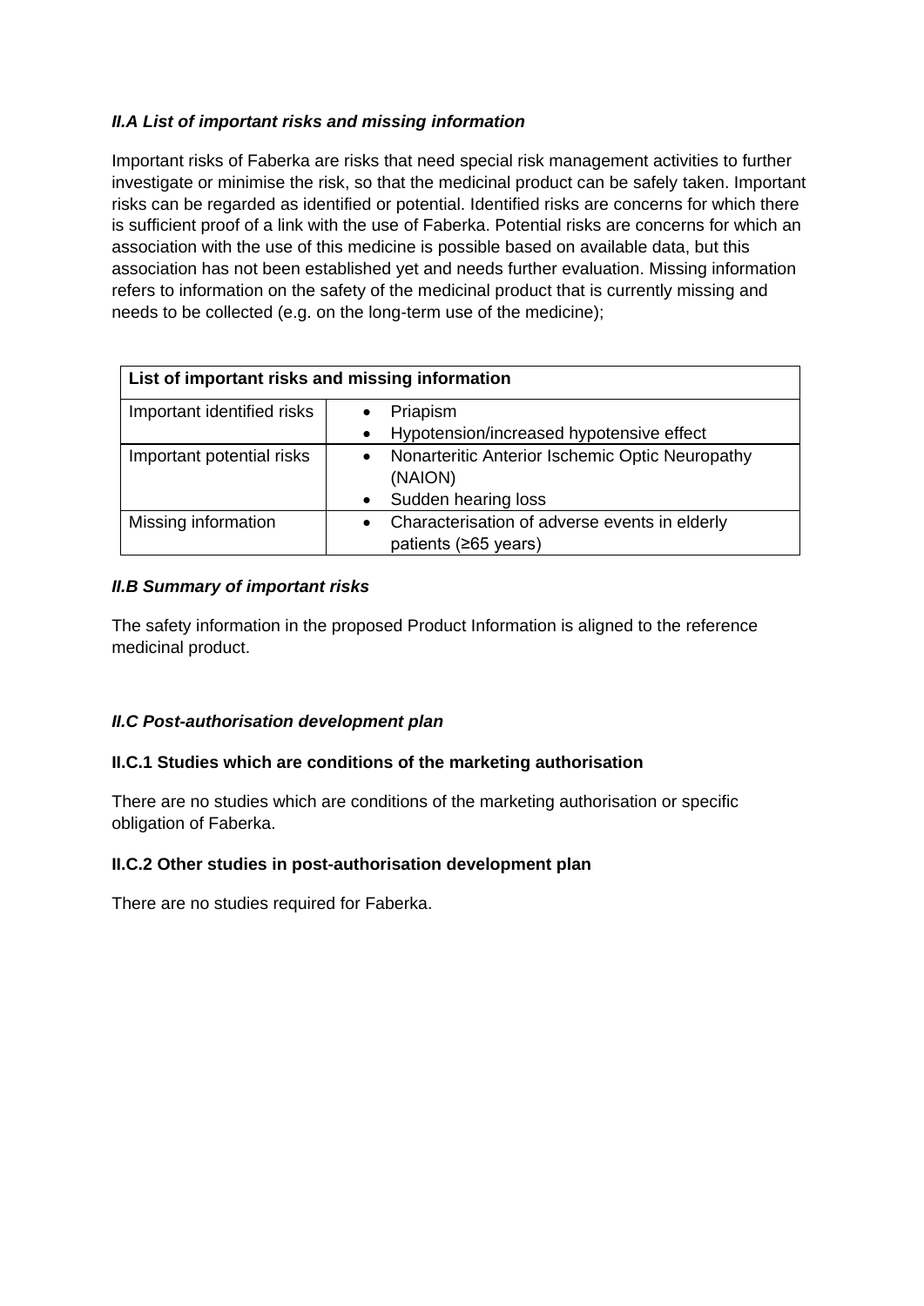### *II.A List of important risks and missing information*

Important risks of Faberka are risks that need special risk management activities to further investigate or minimise the risk, so that the medicinal product can be safely taken. Important risks can be regarded as identified or potential. Identified risks are concerns for which there is sufficient proof of a link with the use of Faberka. Potential risks are concerns for which an association with the use of this medicine is possible based on available data, but this association has not been established yet and needs further evaluation. Missing information refers to information on the safety of the medicinal product that is currently missing and needs to be collected (e.g. on the long-term use of the medicine);

| **List of important risks and missing information** | |
|---|---|
| Important identified risks | • Priapism<br>• Hypotension/increased hypotensive effect |
| Important potential risks | • Nonarteritic Anterior Ischemic Optic Neuropathy (NAION)<br>• Sudden hearing loss |
| Missing information | • Characterisation of adverse events in elderly patients (≥65 years) |

### *II.B Summary of important risks*

The safety information in the proposed Product Information is aligned to the reference medicinal product.

### *II.C Post-authorisation development plan*

#### II.C.1 Studies which are conditions of the marketing authorisation

There are no studies which are conditions of the marketing authorisation or specific obligation of Faberka.

#### II.C.2 Other studies in post-authorisation development plan

There are no studies required for Faberka.